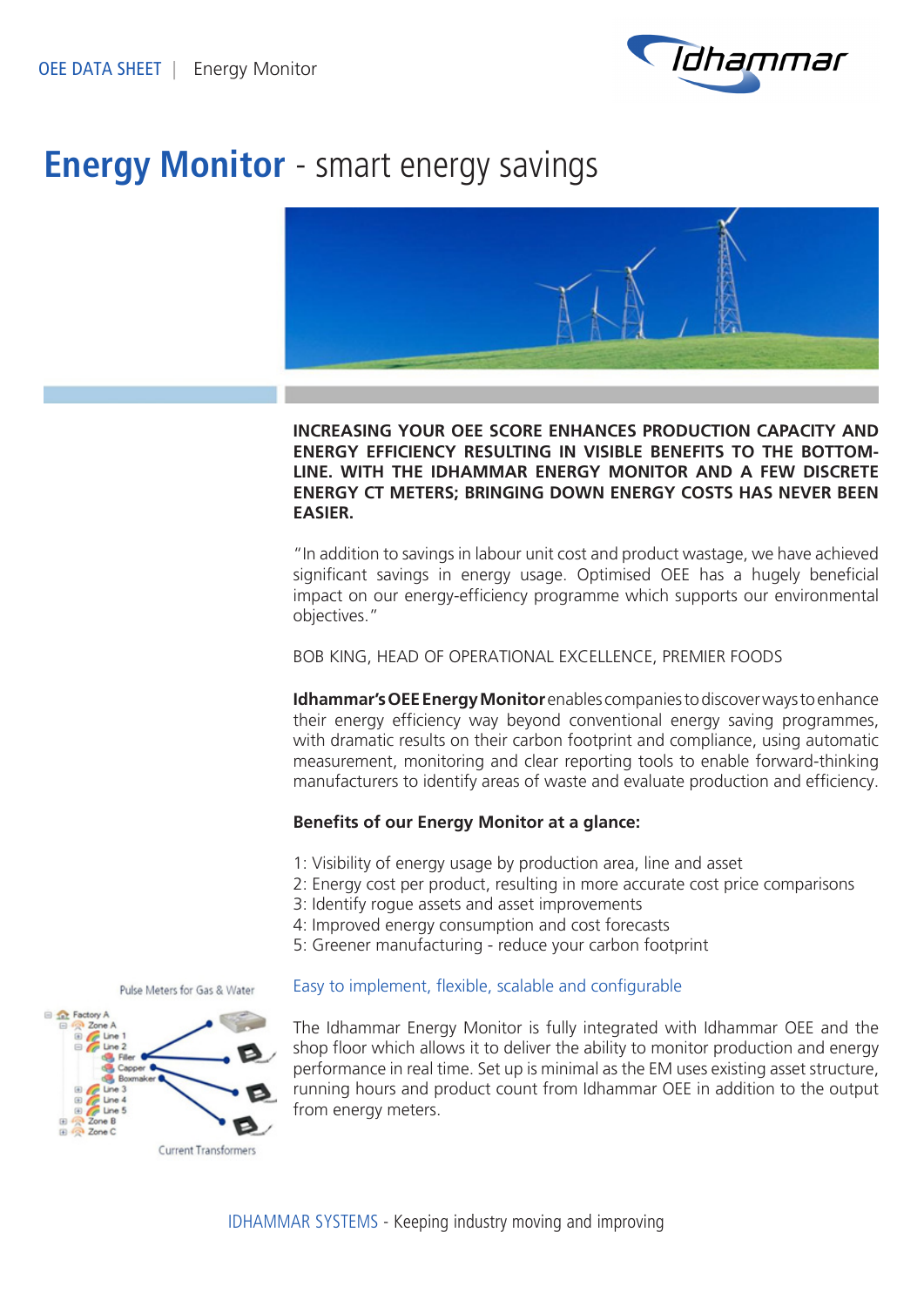# Energy Monitor - smart energy savings

**INCREASING YOUR OEE SCORE ENHANCES PRODUCTION CAPACITY AND ENERGY EFFICIENCY RESULTING IN VISIBLE BENEFITS TO THE BOTTOM-LINE. WITH THE IDHAMMAR ENERGY MONITOR AND A FEW DISCRETE ENERGY CT METERS; BRINGING DOWN ENERGY COSTS HAS NEVER BEEN EASIER.**

"In addition to savings in labour unit cost and product wastage, we have achieved significant savings in energy usage. Optimised OEE has a hugely beneficial impact on our energy-efficiency programme which supports our environmental objectives."

BOB KING, HEAD OF OPERATIONAL EXCELLENCE, PREMIER FOODS

**Idhammar's OEE Energy Monitor** enables companies to discover ways to enhance their energy efficiency way beyond conventional energy saving programmes, with dramatic results on their carbon footprint and compliance, using automatic measurement, monitoring and clear reporting tools to enable forward-thinking manufacturers to identify areas of waste and evaluate production and efficiency.

**Benefits of our Energy Monitor at a glance:**

1: Visibility of energy usage by production area, line and asset
2: Energy cost per product, resulting in more accurate cost price comparisons
3: Identify rogue assets and asset improvements
4: Improved energy consumption and cost forecasts
5: Greener manufacturing - reduce your carbon footprint

## Easy to implement, flexible, scalable and configurable

Pulse Meters for Gas & Water

Current Transformers

The Idhammar Energy Monitor is fully integrated with Idhammar OEE and the shop floor which allows it to deliver the ability to monitor production and energy performance in real time. Set up is minimal as the EM uses existing asset structure, running hours and product count from Idhammar OEE in addition to the output from energy meters.

IDHAMMAR SYSTEMS - Keeping industry moving and improving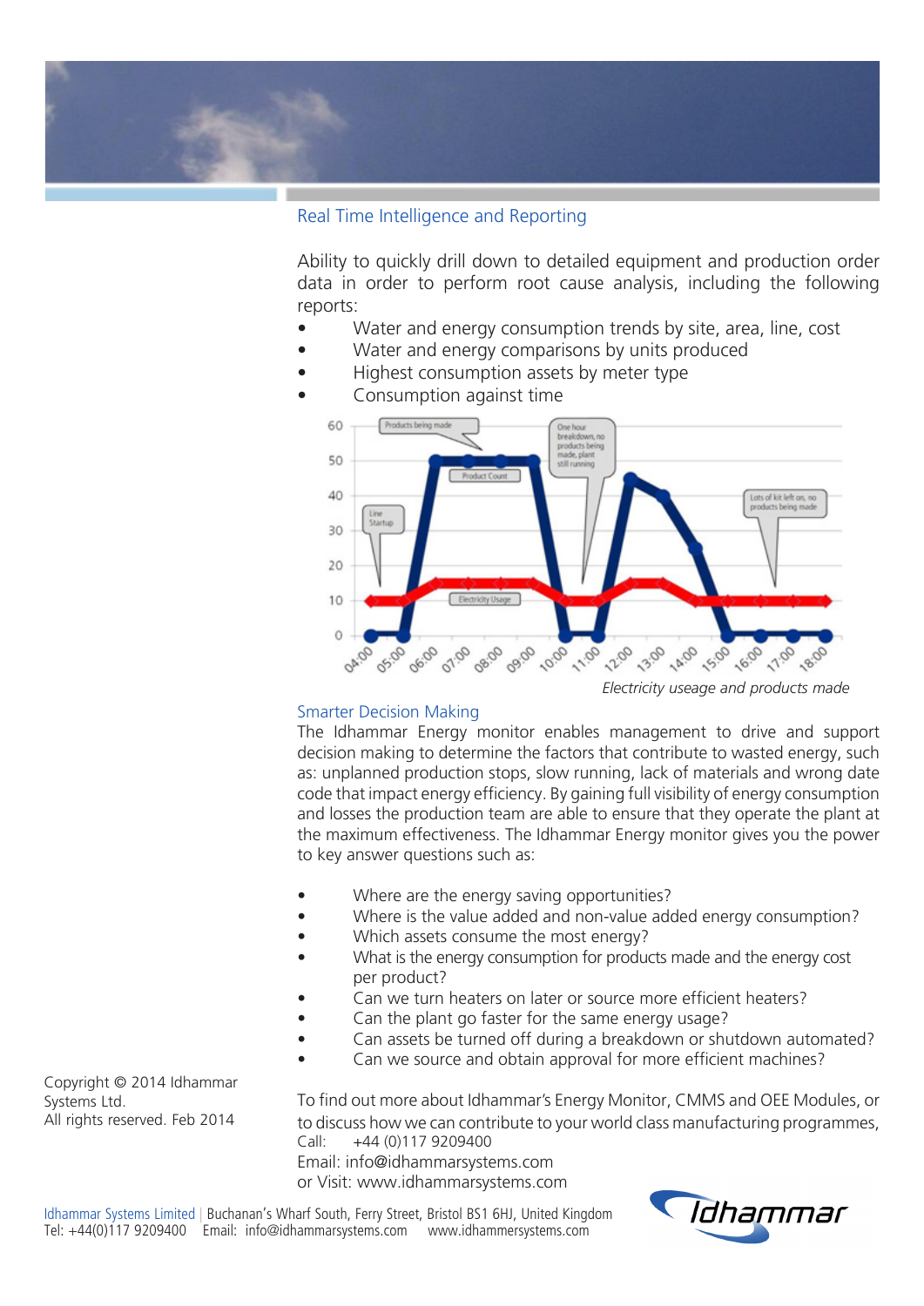## Real Time Intelligence and Reporting

Ability to quickly drill down to detailed equipment and production order data in order to perform root cause analysis, including the following reports:

- Water and energy consumption trends by site, area, line, cost
- Water and energy comparisons by units produced
- Highest consumption assets by meter type
- Consumption against time

60
50
40
30
20
10
0
04:00 05:00 06:00 07:00 08:00 09:00 10:00 11:00 12:00 13:00 14:00 15:00 16:00 17:00 18:00

Products being made
Product Count
Line Startup
Electricity Usage
One hour breakdown, no products being made, plant still running
Lots of kit left on, no products being made

*Electricity useage and products made*

## Smarter Decision Making

The Idhammar Energy monitor enables management to drive and support decision making to determine the factors that contribute to wasted energy, such as: unplanned production stops, slow running, lack of materials and wrong date code that impact energy efficiency. By gaining full visibility of energy consumption and losses the production team are able to ensure that they operate the plant at the maximum effectiveness. The Idhammar Energy monitor gives you the power to key answer questions such as:

- Where are the energy saving opportunities?
- Where is the value added and non-value added energy consumption?
- Which assets consume the most energy?
- What is the energy consumption for products made and the energy cost per product?
- Can we turn heaters on later or source more efficient heaters?
- Can the plant go faster for the same energy usage?
- Can assets be turned off during a breakdown or shutdown automated?
- Can we source and obtain approval for more efficient machines?

Copyright © 2014 Idhammar Systems Ltd.
All rights reserved. Feb 2014

To find out more about Idhammar's Energy Monitor, CMMS and OEE Modules, or to discuss how we can contribute to your world class manufacturing programmes,
Call: +44 (0)117 9209400
Email: info@idhammarsystems.com
or Visit: www.idhammarsystems.com

Idhammar Systems Limited | Buchanan's Wharf South, Ferry Street, Bristol BS1 6HJ, United Kingdom
Tel: +44(0)117 9209400 Email: info@idhammarsystems.com www.idhammersystems.com